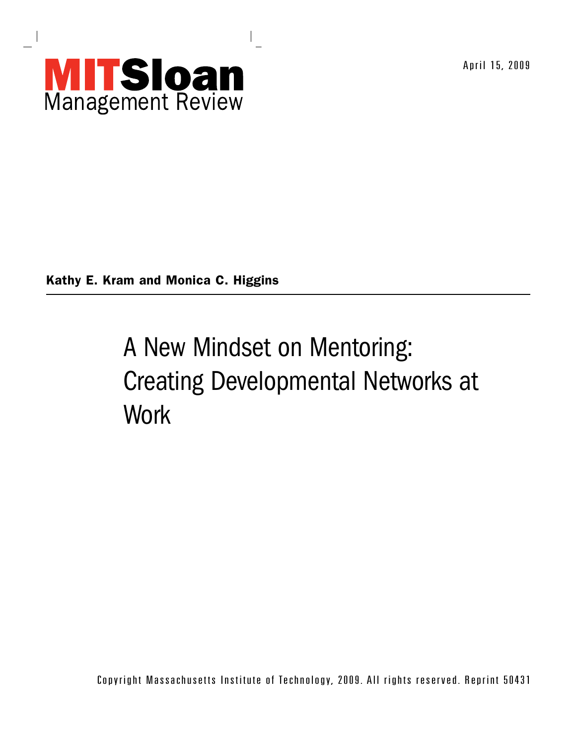MITSloan Management Review

April 15, 2009

**Kathy E. Kram and Monica C. Higgins**

# A New Mindset on Mentoring: Creating Developmental Networks at Work

Copyright Massachusetts Institute of Technology, 2009. All rights reserved. Reprint 50431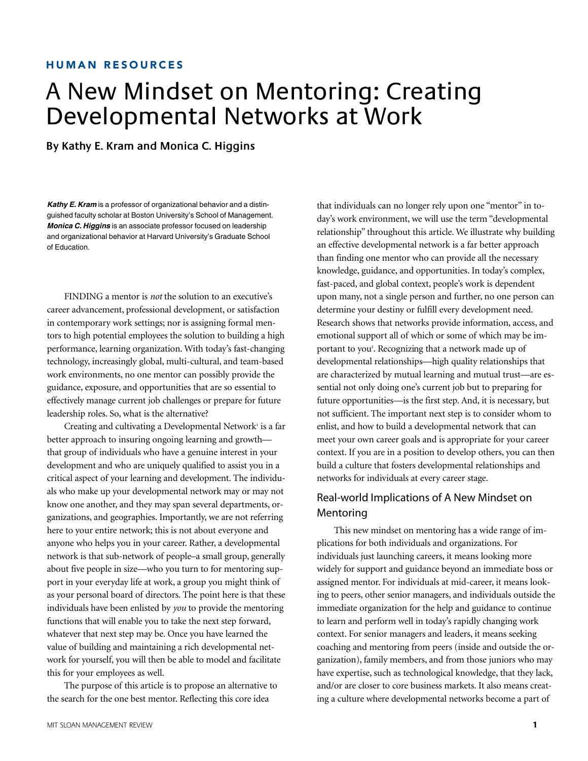HUMAN RESOURCES

# A New Mindset on Mentoring: Creating Developmental Networks at Work

**By Kathy E. Kram and Monica C. Higgins**

***Kathy E. Kram*** is a professor of organizational behavior and a distinguished faculty scholar at Boston University's School of Management. ***Monica C. Higgins*** is an associate professor focused on leadership and organizational behavior at Harvard University's Graduate School of Education.

FINDING a mentor is *not* the solution to an executive's career advancement, professional development, or satisfaction in contemporary work settings; nor is assigning formal mentors to high potential employees the solution to building a high performance, learning organization. With today's fast-changing technology, increasingly global, multi-cultural, and team-based work environments, no one mentor can possibly provide the guidance, exposure, and opportunities that are so essential to effectively manage current job challenges or prepare for future leadership roles. So, what is the alternative?

Creating and cultivating a Developmental Network[1] is a far better approach to insuring ongoing learning and growth—that group of individuals who have a genuine interest in your development and who are uniquely qualified to assist you in a critical aspect of your learning and development. The individuals who make up your developmental network may or may not know one another, and they may span several departments, organizations, and geographies. Importantly, we are not referring here to your entire network; this is not about everyone and anyone who helps you in your career. Rather, a developmental network is that sub-network of people–a small group, generally about five people in size—who you turn to for mentoring support in your everyday life at work, a group you might think of as your personal board of directors. The point here is that these individuals have been enlisted by *you* to provide the mentoring functions that will enable you to take the next step forward, whatever that next step may be. Once you have learned the value of building and maintaining a rich developmental network for yourself, you will then be able to model and facilitate this for your employees as well.

The purpose of this article is to propose an alternative to the search for the one best mentor. Reflecting this core idea that individuals can no longer rely upon one "mentor" in today's work environment, we will use the term "developmental relationship" throughout this article. We illustrate why building an effective developmental network is a far better approach than finding one mentor who can provide all the necessary knowledge, guidance, and opportunities. In today's complex, fast-paced, and global context, people's work is dependent upon many, not a single person and further, no one person can determine your destiny or fulfill every development need. Research shows that networks provide information, access, and emotional support all of which or some of which may be important to you[2]. Recognizing that a network made up of developmental relationships—high quality relationships that are characterized by mutual learning and mutual trust—are essential not only doing one's current job but to preparing for future opportunities—is the first step. And, it is necessary, but not sufficient. The important next step is to consider whom to enlist, and how to build a developmental network that can meet your own career goals and is appropriate for your career context. If you are in a position to develop others, you can then build a culture that fosters developmental relationships and networks for individuals at every career stage.

## Real-world Implications of A New Mindset on Mentoring

This new mindset on mentoring has a wide range of implications for both individuals and organizations. For individuals just launching careers, it means looking more widely for support and guidance beyond an immediate boss or assigned mentor. For individuals at mid-career, it means looking to peers, other senior managers, and individuals outside the immediate organization for the help and guidance to continue to learn and perform well in today's rapidly changing work context. For senior managers and leaders, it means seeking coaching and mentoring from peers (inside and outside the organization), family members, and from those juniors who may have expertise, such as technological knowledge, that they lack, and/or are closer to core business markets. It also means creating a culture where developmental networks become a part of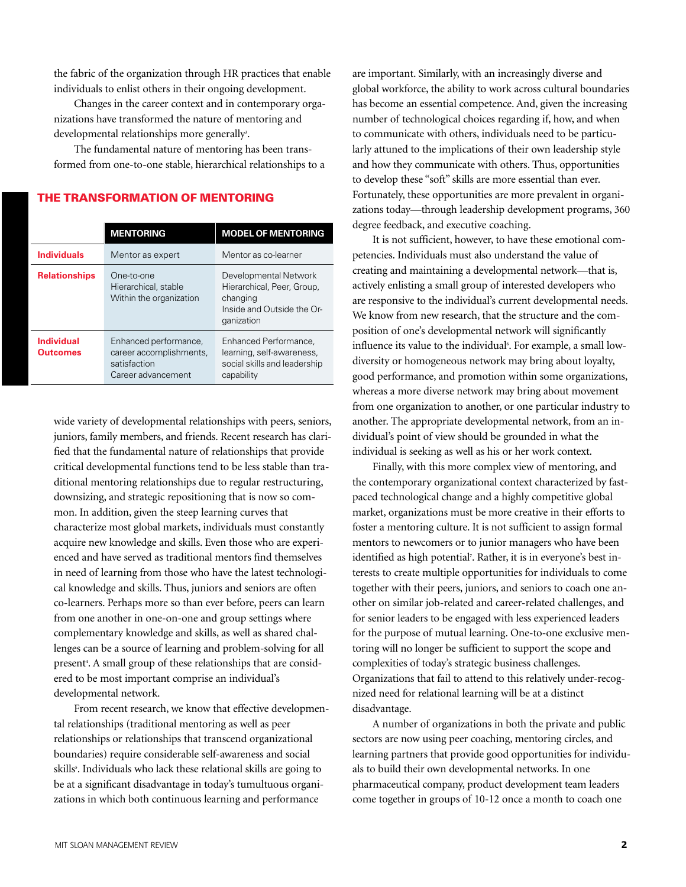the fabric of the organization through HR practices that enable individuals to enlist others in their ongoing development.

Changes in the career context and in contemporary organizations have transformed the nature of mentoring and developmental relationships more generally[3].

The fundamental nature of mentoring has been transformed from one-to-one stable, hierarchical relationships to a wide variety of developmental relationships with peers, seniors, juniors, family members, and friends. Recent research has clarified that the fundamental nature of relationships that provide critical developmental functions tend to be less stable than traditional mentoring relationships due to regular restructuring, downsizing, and strategic repositioning that is now so common. In addition, given the steep learning curves that characterize most global markets, individuals must constantly acquire new knowledge and skills. Even those who are experienced and have served as traditional mentors find themselves in need of learning from those who have the latest technological knowledge and skills. Thus, juniors and seniors are often co-learners. Perhaps more so than ever before, peers can learn from one another in one-on-one and group settings where complementary knowledge and skills, as well as shared challenges can be a source of learning and problem-solving for all present[4]. A small group of these relationships that are considered to be most important comprise an individual's developmental network.

## THE TRANSFORMATION OF MENTORING

| | MENTORING | MODEL OF MENTORING |
|---|---|---|
| **Individuals** | Mentor as expert | Mentor as co-learner |
| **Relationships** | One-to-one<br>Hierarchical, stable<br>Within the organization | Developmental Network<br>Hierarchical, Peer, Group, changing<br>Inside and Outside the Organization |
| **Individual Outcomes** | Enhanced performance, career accomplishments, satisfaction<br>Career advancement | Enhanced Performance, learning, self-awareness, social skills and leadership capability |

From recent research, we know that effective developmental relationships (traditional mentoring as well as peer relationships or relationships that transcend organizational boundaries) require considerable self-awareness and social skills[5]. Individuals who lack these relational skills are going to be at a significant disadvantage in today's tumultuous organizations in which both continuous learning and performance are important. Similarly, with an increasingly diverse and global workforce, the ability to work across cultural boundaries has become an essential competence. And, given the increasing number of technological choices regarding if, how, and when to communicate with others, individuals need to be particularly attuned to the implications of their own leadership style and how they communicate with others. Thus, opportunities to develop these "soft" skills are more essential than ever. Fortunately, these opportunities are more prevalent in organizations today—through leadership development programs, 360 degree feedback, and executive coaching.

It is not sufficient, however, to have these emotional competencies. Individuals must also understand the value of creating and maintaining a developmental network—that is, actively enlisting a small group of interested developers who are responsive to the individual's current developmental needs. We know from new research, that the structure and the composition of one's developmental network will significantly influence its value to the individual[6]. For example, a small low-diversity or homogeneous network may bring about loyalty, good performance, and promotion within some organizations, whereas a more diverse network may bring about movement from one organization to another, or one particular industry to another. The appropriate developmental network, from an individual's point of view should be grounded in what the individual is seeking as well as his or her work context.

Finally, with this more complex view of mentoring, and the contemporary organizational context characterized by fast-paced technological change and a highly competitive global market, organizations must be more creative in their efforts to foster a mentoring culture. It is not sufficient to assign formal mentors to newcomers or to junior managers who have been identified as high potential[7]. Rather, it is in everyone's best interests to create multiple opportunities for individuals to come together with their peers, juniors, and seniors to coach one another on similar job-related and career-related challenges, and for senior leaders to be engaged with less experienced leaders for the purpose of mutual learning. One-to-one exclusive mentoring will no longer be sufficient to support the scope and complexities of today's strategic business challenges. Organizations that fail to attend to this relatively under-recognized need for relational learning will be at a distinct disadvantage.

A number of organizations in both the private and public sectors are now using peer coaching, mentoring circles, and learning partners that provide good opportunities for individuals to build their own developmental networks. In one pharmaceutical company, product development team leaders come together in groups of 10-12 once a month to coach one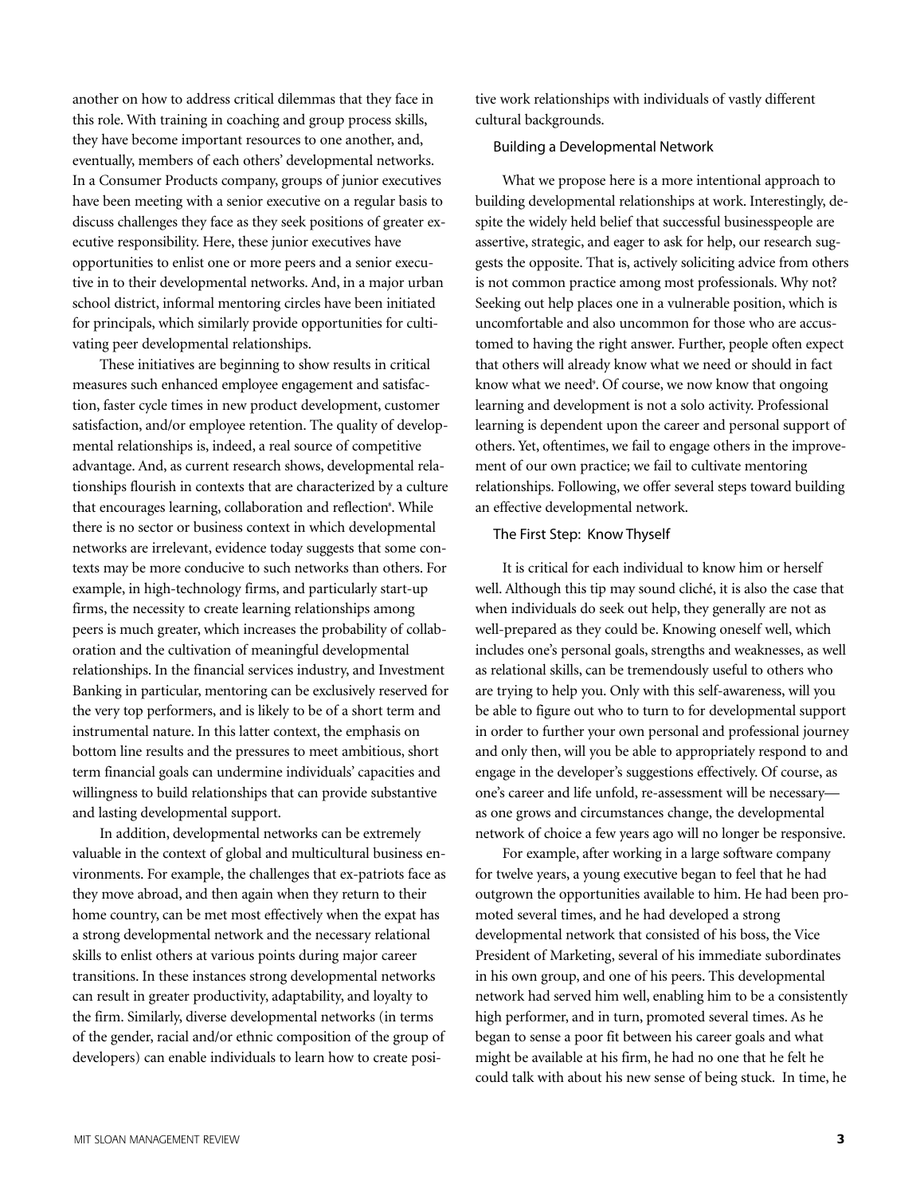another on how to address critical dilemmas that they face in this role. With training in coaching and group process skills, they have become important resources to one another, and, eventually, members of each others' developmental networks. In a Consumer Products company, groups of junior executives have been meeting with a senior executive on a regular basis to discuss challenges they face as they seek positions of greater executive responsibility. Here, these junior executives have opportunities to enlist one or more peers and a senior executive in to their developmental networks. And, in a major urban school district, informal mentoring circles have been initiated for principals, which similarly provide opportunities for cultivating peer developmental relationships.

These initiatives are beginning to show results in critical measures such enhanced employee engagement and satisfaction, faster cycle times in new product development, customer satisfaction, and/or employee retention. The quality of developmental relationships is, indeed, a real source of competitive advantage. And, as current research shows, developmental relationships flourish in contexts that are characterized by a culture that encourages learning, collaboration and reflection[8]. While there is no sector or business context in which developmental networks are irrelevant, evidence today suggests that some contexts may be more conducive to such networks than others. For example, in high-technology firms, and particularly start-up firms, the necessity to create learning relationships among peers is much greater, which increases the probability of collaboration and the cultivation of meaningful developmental relationships. In the financial services industry, and Investment Banking in particular, mentoring can be exclusively reserved for the very top performers, and is likely to be of a short term and instrumental nature. In this latter context, the emphasis on bottom line results and the pressures to meet ambitious, short term financial goals can undermine individuals' capacities and willingness to build relationships that can provide substantive and lasting developmental support.

In addition, developmental networks can be extremely valuable in the context of global and multicultural business environments. For example, the challenges that ex-patriots face as they move abroad, and then again when they return to their home country, can be met most effectively when the expat has a strong developmental network and the necessary relational skills to enlist others at various points during major career transitions. In these instances strong developmental networks can result in greater productivity, adaptability, and loyalty to the firm. Similarly, diverse developmental networks (in terms of the gender, racial and/or ethnic composition of the group of developers) can enable individuals to learn how to create positive work relationships with individuals of vastly different cultural backgrounds.

### Building a Developmental Network

What we propose here is a more intentional approach to building developmental relationships at work. Interestingly, despite the widely held belief that successful businesspeople are assertive, strategic, and eager to ask for help, our research suggests the opposite. That is, actively soliciting advice from others is not common practice among most professionals. Why not? Seeking out help places one in a vulnerable position, which is uncomfortable and also uncommon for those who are accustomed to having the right answer. Further, people often expect that others will already know what we need or should in fact know what we need[9]. Of course, we now know that ongoing learning and development is not a solo activity. Professional learning is dependent upon the career and personal support of others. Yet, oftentimes, we fail to engage others in the improvement of our own practice; we fail to cultivate mentoring relationships. Following, we offer several steps toward building an effective developmental network.

### The First Step: Know Thyself

It is critical for each individual to know him or herself well. Although this tip may sound cliché, it is also the case that when individuals do seek out help, they generally are not as well-prepared as they could be. Knowing oneself well, which includes one's personal goals, strengths and weaknesses, as well as relational skills, can be tremendously useful to others who are trying to help you. Only with this self-awareness, will you be able to figure out who to turn to for developmental support in order to further your own personal and professional journey and only then, will you be able to appropriately respond to and engage in the developer's suggestions effectively. Of course, as one's career and life unfold, re-assessment will be necessary—as one grows and circumstances change, the developmental network of choice a few years ago will no longer be responsive.

For example, after working in a large software company for twelve years, a young executive began to feel that he had outgrown the opportunities available to him. He had been promoted several times, and he had developed a strong developmental network that consisted of his boss, the Vice President of Marketing, several of his immediate subordinates in his own group, and one of his peers. This developmental network had served him well, enabling him to be a consistently high performer, and in turn, promoted several times. As he began to sense a poor fit between his career goals and what might be available at his firm, he had no one that he felt he could talk with about his new sense of being stuck. In time, he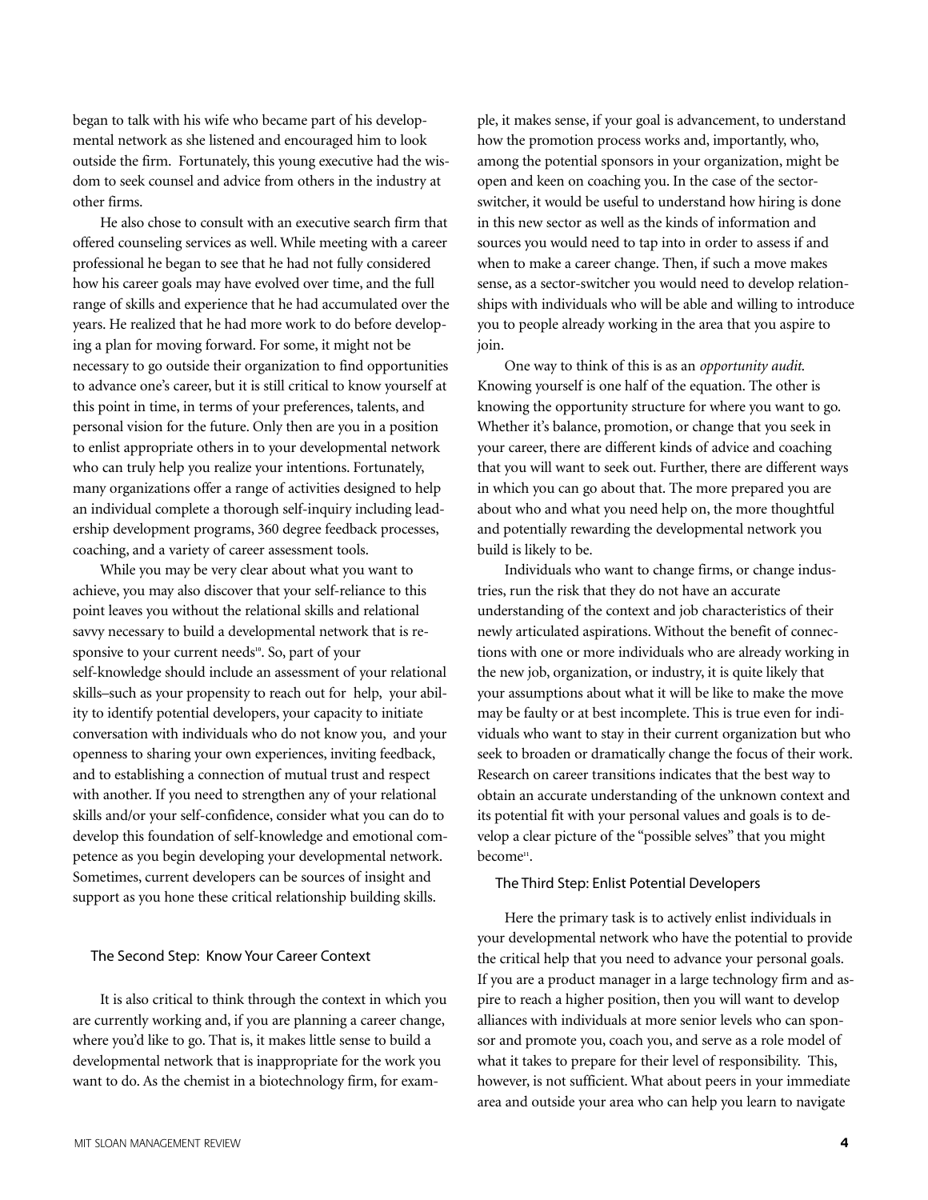began to talk with his wife who became part of his developmental network as she listened and encouraged him to look outside the firm. Fortunately, this young executive had the wisdom to seek counsel and advice from others in the industry at other firms.

He also chose to consult with an executive search firm that offered counseling services as well. While meeting with a career professional he began to see that he had not fully considered how his career goals may have evolved over time, and the full range of skills and experience that he had accumulated over the years. He realized that he had more work to do before developing a plan for moving forward. For some, it might not be necessary to go outside their organization to find opportunities to advance one's career, but it is still critical to know yourself at this point in time, in terms of your preferences, talents, and personal vision for the future. Only then are you in a position to enlist appropriate others in to your developmental network who can truly help you realize your intentions. Fortunately, many organizations offer a range of activities designed to help an individual complete a thorough self-inquiry including leadership development programs, 360 degree feedback processes, coaching, and a variety of career assessment tools.

While you may be very clear about what you want to achieve, you may also discover that your self-reliance to this point leaves you without the relational skills and relational savvy necessary to build a developmental network that is responsive to your current needs[10]. So, part of your self-knowledge should include an assessment of your relational skills–such as your propensity to reach out for help, your ability to identify potential developers, your capacity to initiate conversation with individuals who do not know you, and your openness to sharing your own experiences, inviting feedback, and to establishing a connection of mutual trust and respect with another. If you need to strengthen any of your relational skills and/or your self-confidence, consider what you can do to develop this foundation of self-knowledge and emotional competence as you begin developing your developmental network. Sometimes, current developers can be sources of insight and support as you hone these critical relationship building skills.

### The Second Step: Know Your Career Context

It is also critical to think through the context in which you are currently working and, if you are planning a career change, where you'd like to go. That is, it makes little sense to build a developmental network that is inappropriate for the work you want to do. As the chemist in a biotechnology firm, for example, it makes sense, if your goal is advancement, to understand how the promotion process works and, importantly, who, among the potential sponsors in your organization, might be open and keen on coaching you. In the case of the sector-switcher, it would be useful to understand how hiring is done in this new sector as well as the kinds of information and sources you would need to tap into in order to assess if and when to make a career change. Then, if such a move makes sense, as a sector-switcher you would need to develop relationships with individuals who will be able and willing to introduce you to people already working in the area that you aspire to join.

One way to think of this is as an *opportunity audit.* Knowing yourself is one half of the equation. The other is knowing the opportunity structure for where you want to go. Whether it's balance, promotion, or change that you seek in your career, there are different kinds of advice and coaching that you will want to seek out. Further, there are different ways in which you can go about that. The more prepared you are about who and what you need help on, the more thoughtful and potentially rewarding the developmental network you build is likely to be.

Individuals who want to change firms, or change industries, run the risk that they do not have an accurate understanding of the context and job characteristics of their newly articulated aspirations. Without the benefit of connections with one or more individuals who are already working in the new job, organization, or industry, it is quite likely that your assumptions about what it will be like to make the move may be faulty or at best incomplete. This is true even for individuals who want to stay in their current organization but who seek to broaden or dramatically change the focus of their work. Research on career transitions indicates that the best way to obtain an accurate understanding of the unknown context and its potential fit with your personal values and goals is to develop a clear picture of the "possible selves" that you might become[11].

### The Third Step: Enlist Potential Developers

Here the primary task is to actively enlist individuals in your developmental network who have the potential to provide the critical help that you need to advance your personal goals. If you are a product manager in a large technology firm and aspire to reach a higher position, then you will want to develop alliances with individuals at more senior levels who can sponsor and promote you, coach you, and serve as a role model of what it takes to prepare for their level of responsibility. This, however, is not sufficient. What about peers in your immediate area and outside your area who can help you learn to navigate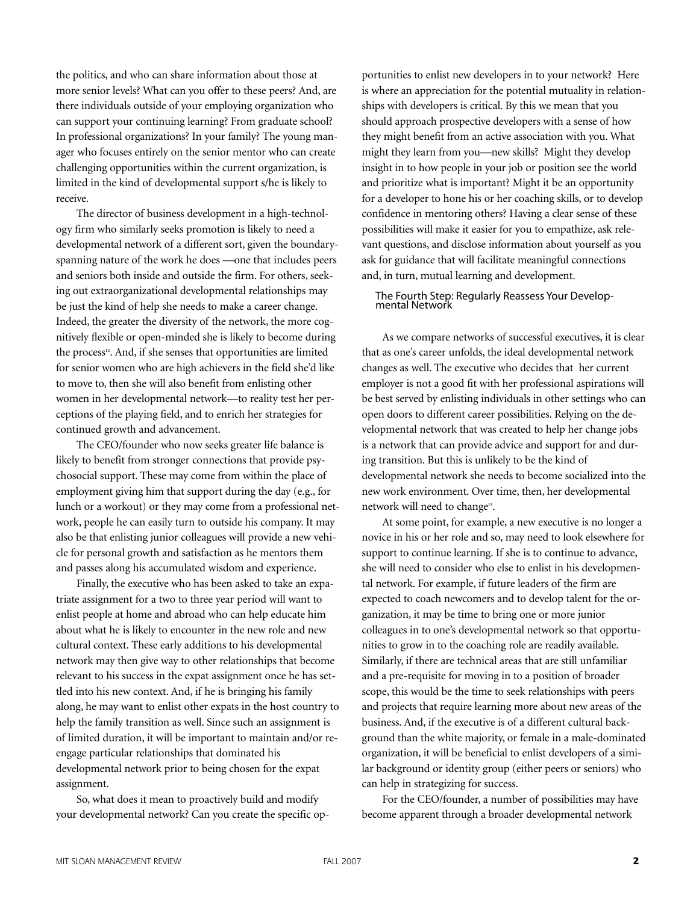the politics, and who can share information about those at more senior levels? What can you offer to these peers? And, are there individuals outside of your employing organization who can support your continuing learning? From graduate school? In professional organizations? In your family? The young manager who focuses entirely on the senior mentor who can create challenging opportunities within the current organization, is limited in the kind of developmental support s/he is likely to receive.

The director of business development in a high-technology firm who similarly seeks promotion is likely to need a developmental network of a different sort, given the boundary-spanning nature of the work he does —one that includes peers and seniors both inside and outside the firm. For others, seeking out extraorganizational developmental relationships may be just the kind of help she needs to make a career change. Indeed, the greater the diversity of the network, the more cognitively flexible or open-minded she is likely to become during the process[12]. And, if she senses that opportunities are limited for senior women who are high achievers in the field she'd like to move to, then she will also benefit from enlisting other women in her developmental network—to reality test her perceptions of the playing field, and to enrich her strategies for continued growth and advancement.

The CEO/founder who now seeks greater life balance is likely to benefit from stronger connections that provide psychosocial support. These may come from within the place of employment giving him that support during the day (e.g., for lunch or a workout) or they may come from a professional network, people he can easily turn to outside his company. It may also be that enlisting junior colleagues will provide a new vehicle for personal growth and satisfaction as he mentors them and passes along his accumulated wisdom and experience.

Finally, the executive who has been asked to take an expatriate assignment for a two to three year period will want to enlist people at home and abroad who can help educate him about what he is likely to encounter in the new role and new cultural context. These early additions to his developmental network may then give way to other relationships that become relevant to his success in the expat assignment once he has settled into his new context. And, if he is bringing his family along, he may want to enlist other expats in the host country to help the family transition as well. Since such an assignment is of limited duration, it will be important to maintain and/or re-engage particular relationships that dominated his developmental network prior to being chosen for the expat assignment.

So, what does it mean to proactively build and modify your developmental network? Can you create the specific opportunities to enlist new developers in to your network? Here is where an appreciation for the potential mutuality in relationships with developers is critical. By this we mean that you should approach prospective developers with a sense of how they might benefit from an active association with you. What might they learn from you—new skills? Might they develop insight in to how people in your job or position see the world and prioritize what is important? Might it be an opportunity for a developer to hone his or her coaching skills, or to develop confidence in mentoring others? Having a clear sense of these possibilities will make it easier for you to empathize, ask relevant questions, and disclose information about yourself as you ask for guidance that will facilitate meaningful connections and, in turn, mutual learning and development.

### The Fourth Step: Regularly Reassess Your Developmental Network

As we compare networks of successful executives, it is clear that as one's career unfolds, the ideal developmental network changes as well. The executive who decides that her current employer is not a good fit with her professional aspirations will be best served by enlisting individuals in other settings who can open doors to different career possibilities. Relying on the developmental network that was created to help her change jobs is a network that can provide advice and support for and during transition. But this is unlikely to be the kind of developmental network she needs to become socialized into the new work environment. Over time, then, her developmental network will need to change[13].

At some point, for example, a new executive is no longer a novice in his or her role and so, may need to look elsewhere for support to continue learning. If she is to continue to advance, she will need to consider who else to enlist in his developmental network. For example, if future leaders of the firm are expected to coach newcomers and to develop talent for the organization, it may be time to bring one or more junior colleagues in to one's developmental network so that opportunities to grow in to the coaching role are readily available. Similarly, if there are technical areas that are still unfamiliar and a pre-requisite for moving in to a position of broader scope, this would be the time to seek relationships with peers and projects that require learning more about new areas of the business. And, if the executive is of a different cultural background than the white majority, or female in a male-dominated organization, it will be beneficial to enlist developers of a similar background or identity group (either peers or seniors) who can help in strategizing for success.

For the CEO/founder, a number of possibilities may have become apparent through a broader developmental network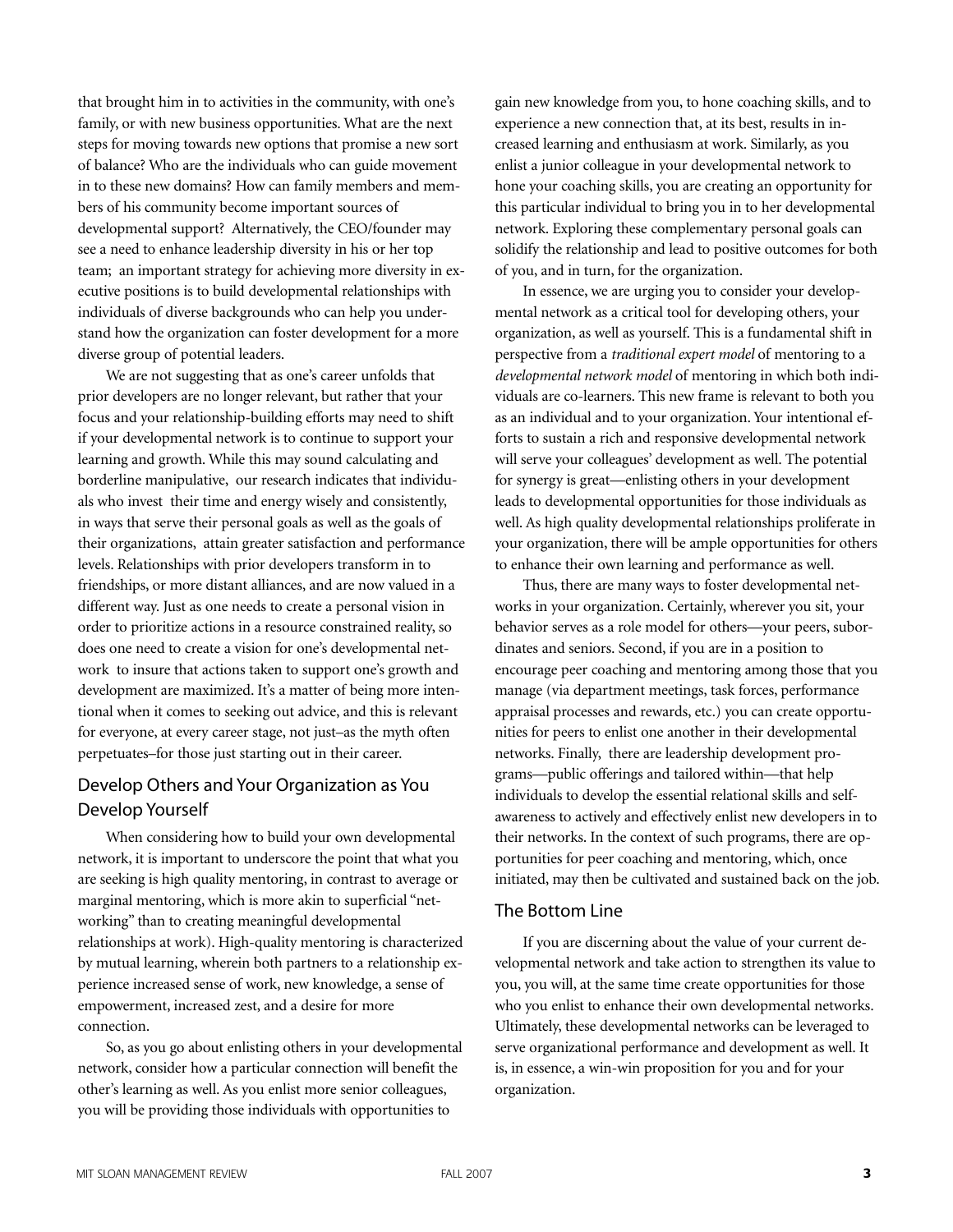that brought him in to activities in the community, with one's family, or with new business opportunities. What are the next steps for moving towards new options that promise a new sort of balance? Who are the individuals who can guide movement in to these new domains? How can family members and members of his community become important sources of developmental support? Alternatively, the CEO/founder may see a need to enhance leadership diversity in his or her top team; an important strategy for achieving more diversity in executive positions is to build developmental relationships with individuals of diverse backgrounds who can help you understand how the organization can foster development for a more diverse group of potential leaders.

We are not suggesting that as one's career unfolds that prior developers are no longer relevant, but rather that your focus and your relationship-building efforts may need to shift if your developmental network is to continue to support your learning and growth. While this may sound calculating and borderline manipulative, our research indicates that individuals who invest their time and energy wisely and consistently, in ways that serve their personal goals as well as the goals of their organizations, attain greater satisfaction and performance levels. Relationships with prior developers transform in to friendships, or more distant alliances, and are now valued in a different way. Just as one needs to create a personal vision in order to prioritize actions in a resource constrained reality, so does one need to create a vision for one's developmental network to insure that actions taken to support one's growth and development are maximized. It's a matter of being more intentional when it comes to seeking out advice, and this is relevant for everyone, at every career stage, not just–as the myth often perpetuates–for those just starting out in their career.

## Develop Others and Your Organization as You Develop Yourself

When considering how to build your own developmental network, it is important to underscore the point that what you are seeking is high quality mentoring, in contrast to average or marginal mentoring, which is more akin to superficial "networking" than to creating meaningful developmental relationships at work). High-quality mentoring is characterized by mutual learning, wherein both partners to a relationship experience increased sense of work, new knowledge, a sense of empowerment, increased zest, and a desire for more connection.

So, as you go about enlisting others in your developmental network, consider how a particular connection will benefit the other's learning as well. As you enlist more senior colleagues, you will be providing those individuals with opportunities to gain new knowledge from you, to hone coaching skills, and to experience a new connection that, at its best, results in increased learning and enthusiasm at work. Similarly, as you enlist a junior colleague in your developmental network to hone your coaching skills, you are creating an opportunity for this particular individual to bring you in to her developmental network. Exploring these complementary personal goals can solidify the relationship and lead to positive outcomes for both of you, and in turn, for the organization.

In essence, we are urging you to consider your developmental network as a critical tool for developing others, your organization, as well as yourself. This is a fundamental shift in perspective from a *traditional expert model* of mentoring to a *developmental network model* of mentoring in which both individuals are co-learners. This new frame is relevant to both you as an individual and to your organization. Your intentional efforts to sustain a rich and responsive developmental network will serve your colleagues' development as well. The potential for synergy is great—enlisting others in your development leads to developmental opportunities for those individuals as well. As high quality developmental relationships proliferate in your organization, there will be ample opportunities for others to enhance their own learning and performance as well.

Thus, there are many ways to foster developmental networks in your organization. Certainly, wherever you sit, your behavior serves as a role model for others—your peers, subordinates and seniors. Second, if you are in a position to encourage peer coaching and mentoring among those that you manage (via department meetings, task forces, performance appraisal processes and rewards, etc.) you can create opportunities for peers to enlist one another in their developmental networks. Finally, there are leadership development programs—public offerings and tailored within—that help individuals to develop the essential relational skills and self-awareness to actively and effectively enlist new developers in to their networks. In the context of such programs, there are opportunities for peer coaching and mentoring, which, once initiated, may then be cultivated and sustained back on the job.

## The Bottom Line

If you are discerning about the value of your current developmental network and take action to strengthen its value to you, you will, at the same time create opportunities for those who you enlist to enhance their own developmental networks. Ultimately, these developmental networks can be leveraged to serve organizational performance and development as well. It is, in essence, a win-win proposition for you and for your organization.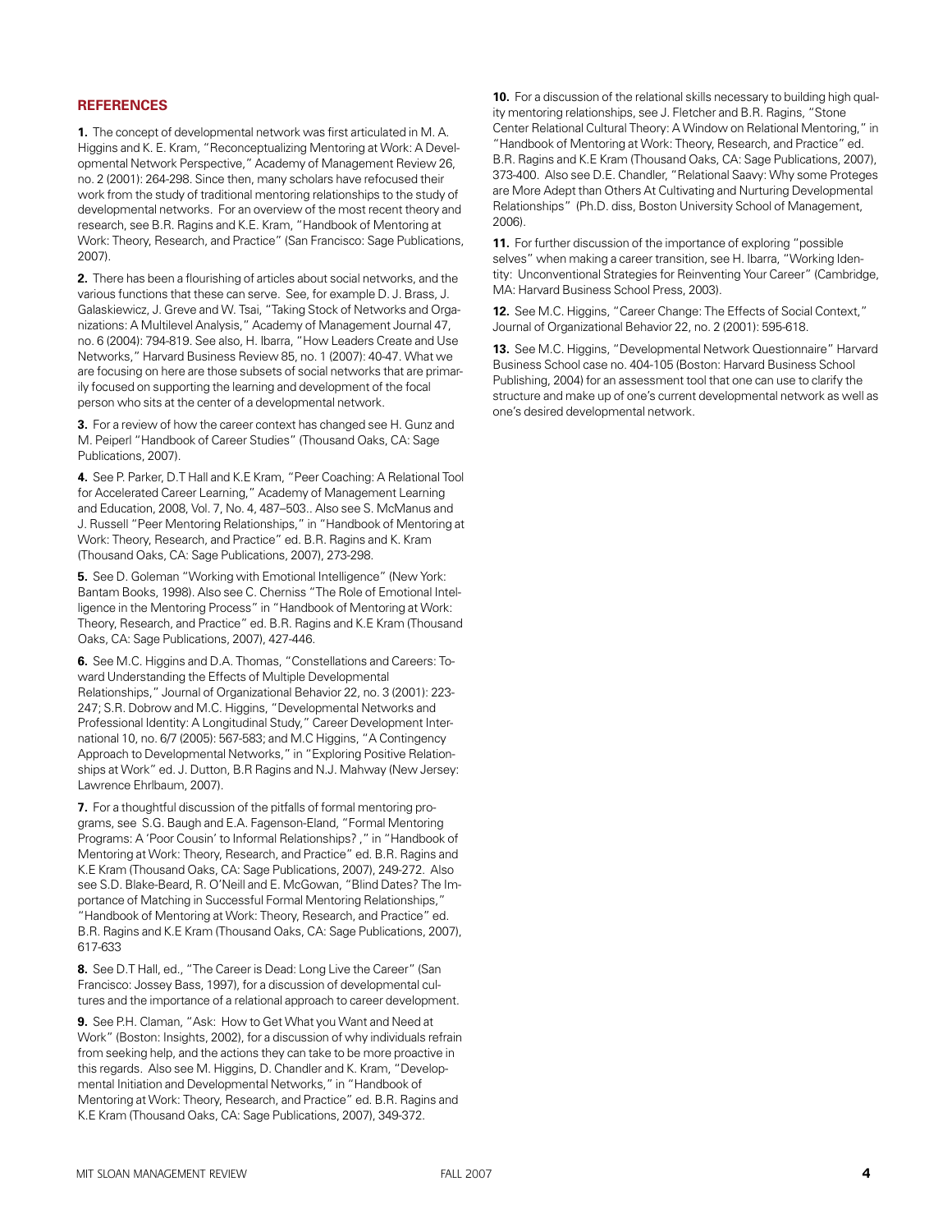## REFERENCES

**1.** The concept of developmental network was first articulated in M. A. Higgins and K. E. Kram, "Reconceptualizing Mentoring at Work: A Developmental Network Perspective," Academy of Management Review 26, no. 2 (2001): 264-298. Since then, many scholars have refocused their work from the study of traditional mentoring relationships to the study of developmental networks. For an overview of the most recent theory and research, see B.R. Ragins and K.E. Kram, "Handbook of Mentoring at Work: Theory, Research, and Practice" (San Francisco: Sage Publications, 2007).

**2.** There has been a flourishing of articles about social networks, and the various functions that these can serve. See, for example D. J. Brass, J. Galaskiewicz, J. Greve and W. Tsai, "Taking Stock of Networks and Organizations: A Multilevel Analysis," Academy of Management Journal 47, no. 6 (2004): 794-819. See also, H. Ibarra, "How Leaders Create and Use Networks," Harvard Business Review 85, no. 1 (2007): 40-47. What we are focusing on here are those subsets of social networks that are primarily focused on supporting the learning and development of the focal person who sits at the center of a developmental network.

**3.** For a review of how the career context has changed see H. Gunz and M. Peiperl "Handbook of Career Studies" (Thousand Oaks, CA: Sage Publications, 2007).

**4.** See P. Parker, D.T Hall and K.E Kram, "Peer Coaching: A Relational Tool for Accelerated Career Learning," Academy of Management Learning and Education, 2008, Vol. 7, No. 4, 487–503.. Also see S. McManus and J. Russell "Peer Mentoring Relationships," in "Handbook of Mentoring at Work: Theory, Research, and Practice" ed. B.R. Ragins and K. Kram (Thousand Oaks, CA: Sage Publications, 2007), 273-298.

**5.** See D. Goleman "Working with Emotional Intelligence" (New York: Bantam Books, 1998). Also see C. Cherniss "The Role of Emotional Intelligence in the Mentoring Process" in "Handbook of Mentoring at Work: Theory, Research, and Practice" ed. B.R. Ragins and K.E Kram (Thousand Oaks, CA: Sage Publications, 2007), 427-446.

**6.** See M.C. Higgins and D.A. Thomas, "Constellations and Careers: Toward Understanding the Effects of Multiple Developmental Relationships," Journal of Organizational Behavior 22, no. 3 (2001): 223-247; S.R. Dobrow and M.C. Higgins, "Developmental Networks and Professional Identity: A Longitudinal Study," Career Development International 10, no. 6/7 (2005): 567-583; and M.C Higgins, "A Contingency Approach to Developmental Networks," in "Exploring Positive Relationships at Work" ed. J. Dutton, B.R Ragins and N.J. Mahway (New Jersey: Lawrence Ehrlbaum, 2007).

**7.** For a thoughtful discussion of the pitfalls of formal mentoring programs, see S.G. Baugh and E.A. Fagenson-Eland, "Formal Mentoring Programs: A 'Poor Cousin' to Informal Relationships? ," in "Handbook of Mentoring at Work: Theory, Research, and Practice" ed. B.R. Ragins and K.E Kram (Thousand Oaks, CA: Sage Publications, 2007), 249-272. Also see S.D. Blake-Beard, R. O'Neill and E. McGowan, "Blind Dates? The Importance of Matching in Successful Formal Mentoring Relationships," "Handbook of Mentoring at Work: Theory, Research, and Practice" ed. B.R. Ragins and K.E Kram (Thousand Oaks, CA: Sage Publications, 2007), 617-633

**8.** See D.T Hall, ed., "The Career is Dead: Long Live the Career" (San Francisco: Jossey Bass, 1997), for a discussion of developmental cultures and the importance of a relational approach to career development.

**9.** See P.H. Claman, "Ask: How to Get What you Want and Need at Work" (Boston: Insights, 2002), for a discussion of why individuals refrain from seeking help, and the actions they can take to be more proactive in this regards. Also see M. Higgins, D. Chandler and K. Kram, "Developmental Initiation and Developmental Networks," in "Handbook of Mentoring at Work: Theory, Research, and Practice" ed. B.R. Ragins and K.E Kram (Thousand Oaks, CA: Sage Publications, 2007), 349-372.

**10.** For a discussion of the relational skills necessary to building high quality mentoring relationships, see J. Fletcher and B.R. Ragins, "Stone Center Relational Cultural Theory: A Window on Relational Mentoring," in "Handbook of Mentoring at Work: Theory, Research, and Practice" ed. B.R. Ragins and K.E Kram (Thousand Oaks, CA: Sage Publications, 2007), 373-400. Also see D.E. Chandler, "Relational Saavy: Why some Proteges are More Adept than Others At Cultivating and Nurturing Developmental Relationships" (Ph.D. diss, Boston University School of Management, 2006).

**11.** For further discussion of the importance of exploring "possible selves" when making a career transition, see H. Ibarra, "Working Identity: Unconventional Strategies for Reinventing Your Career" (Cambridge, MA: Harvard Business School Press, 2003).

**12.** See M.C. Higgins, "Career Change: The Effects of Social Context," Journal of Organizational Behavior 22, no. 2 (2001): 595-618.

**13.** See M.C. Higgins, "Developmental Network Questionnaire" Harvard Business School case no. 404-105 (Boston: Harvard Business School Publishing, 2004) for an assessment tool that one can use to clarify the structure and make up of one's current developmental network as well as one's desired developmental network.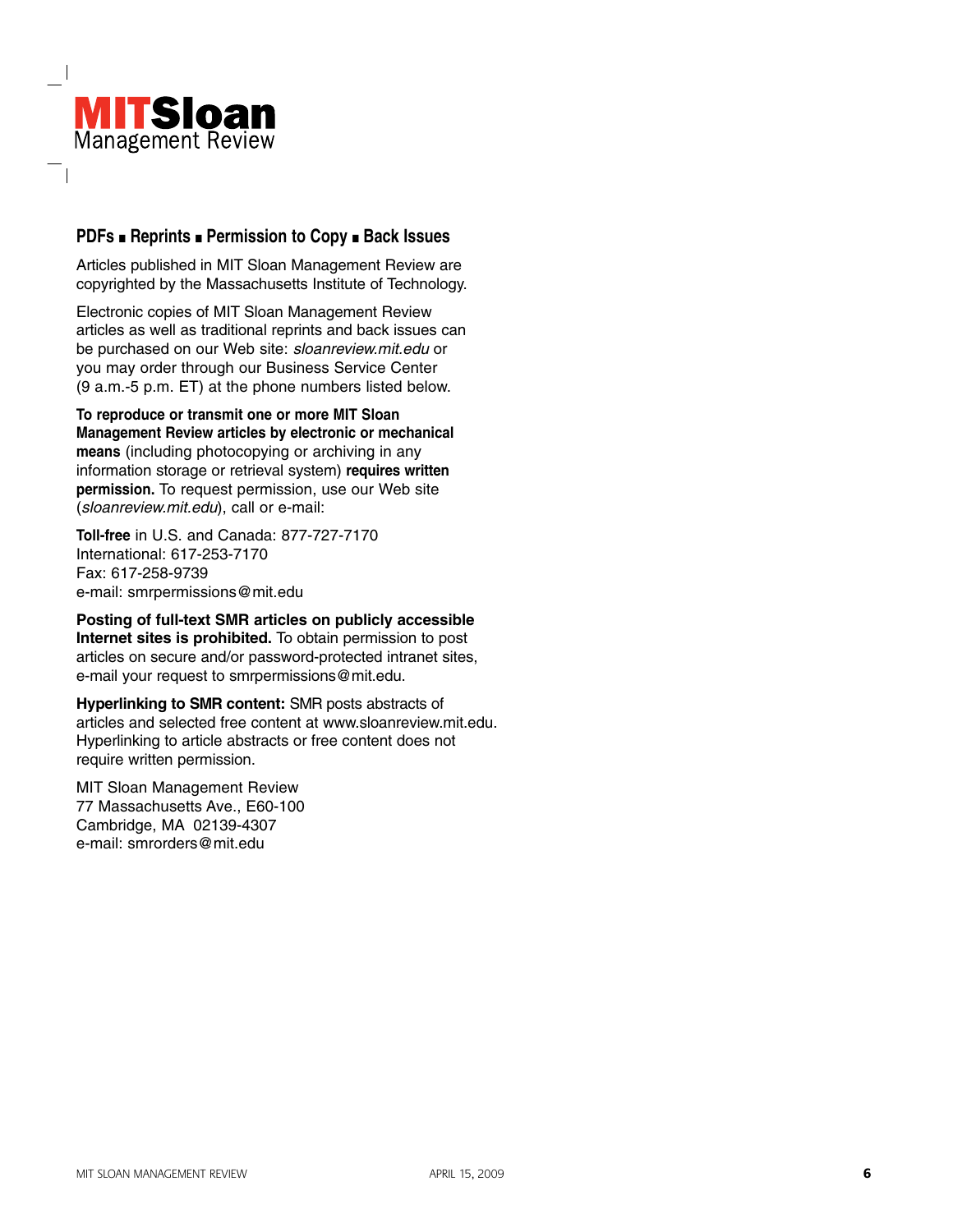# MITSloan Management Review

## PDFs ■ Reprints ■ Permission to Copy ■ Back Issues

Articles published in MIT Sloan Management Review are copyrighted by the Massachusetts Institute of Technology.

Electronic copies of MIT Sloan Management Review articles as well as traditional reprints and back issues can be purchased on our Web site: *sloanreview.mit.edu* or you may order through our Business Service Center (9 a.m.-5 p.m. ET) at the phone numbers listed below.

**To reproduce or transmit one or more MIT Sloan Management Review articles by electronic or mechanical means** (including photocopying or archiving in any information storage or retrieval system) **requires written permission.** To request permission, use our Web site (*sloanreview.mit.edu*), call or e-mail:

**Toll-free** in U.S. and Canada: 877-727-7170
International: 617-253-7170
Fax: 617-258-9739
e-mail: smrpermissions@mit.edu

**Posting of full-text SMR articles on publicly accessible Internet sites is prohibited.** To obtain permission to post articles on secure and/or password-protected intranet sites, e-mail your request to smrpermissions@mit.edu.

**Hyperlinking to SMR content:** SMR posts abstracts of articles and selected free content at www.sloanreview.mit.edu. Hyperlinking to article abstracts or free content does not require written permission.

MIT Sloan Management Review
77 Massachusetts Ave., E60-100
Cambridge, MA 02139-4307
e-mail: smrorders@mit.edu